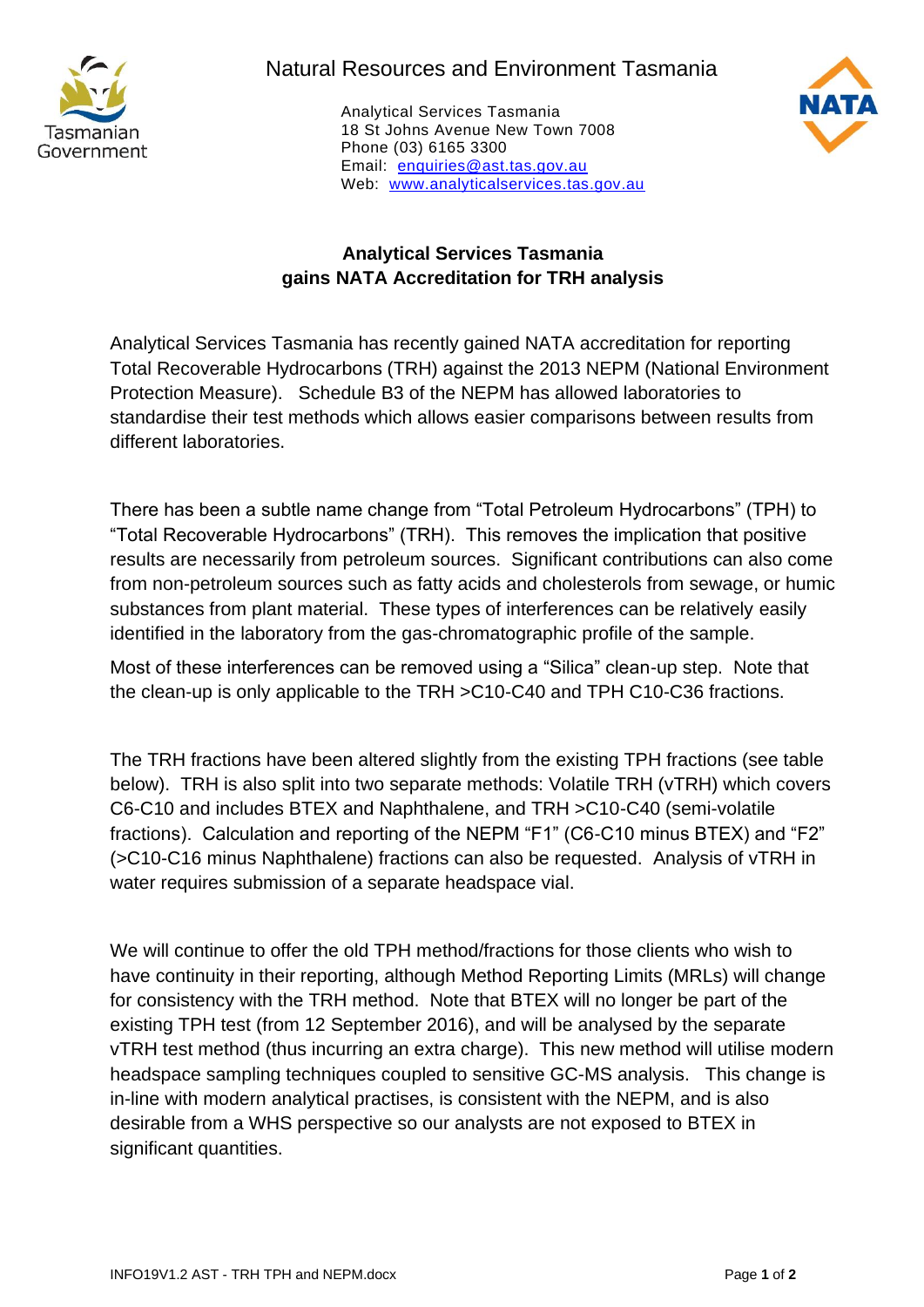Natural Resources and Environment Tasmania

Analytical Services Tasmania
18 St Johns Avenue New Town 7008
Phone (03) 6165 3300
Email: enquiries@ast.tas.gov.au
Web: www.analyticalservices.tas.gov.au

## Analytical Services Tasmania gains NATA Accreditation for TRH analysis

Analytical Services Tasmania has recently gained NATA accreditation for reporting Total Recoverable Hydrocarbons (TRH) against the 2013 NEPM (National Environment Protection Measure). Schedule B3 of the NEPM has allowed laboratories to standardise their test methods which allows easier comparisons between results from different laboratories.

There has been a subtle name change from "Total Petroleum Hydrocarbons" (TPH) to "Total Recoverable Hydrocarbons" (TRH). This removes the implication that positive results are necessarily from petroleum sources. Significant contributions can also come from non-petroleum sources such as fatty acids and cholesterols from sewage, or humic substances from plant material. These types of interferences can be relatively easily identified in the laboratory from the gas-chromatographic profile of the sample.

Most of these interferences can be removed using a "Silica" clean-up step. Note that the clean-up is only applicable to the TRH >C10-C40 and TPH C10-C36 fractions.

The TRH fractions have been altered slightly from the existing TPH fractions (see table below). TRH is also split into two separate methods: Volatile TRH (vTRH) which covers C6-C10 and includes BTEX and Naphthalene, and TRH >C10-C40 (semi-volatile fractions). Calculation and reporting of the NEPM "F1" (C6-C10 minus BTEX) and "F2" (>C10-C16 minus Naphthalene) fractions can also be requested. Analysis of vTRH in water requires submission of a separate headspace vial.

We will continue to offer the old TPH method/fractions for those clients who wish to have continuity in their reporting, although Method Reporting Limits (MRLs) will change for consistency with the TRH method. Note that BTEX will no longer be part of the existing TPH test (from 12 September 2016), and will be analysed by the separate vTRH test method (thus incurring an extra charge). This new method will utilise modern headspace sampling techniques coupled to sensitive GC-MS analysis. This change is in-line with modern analytical practises, is consistent with the NEPM, and is also desirable from a WHS perspective so our analysts are not exposed to BTEX in significant quantities.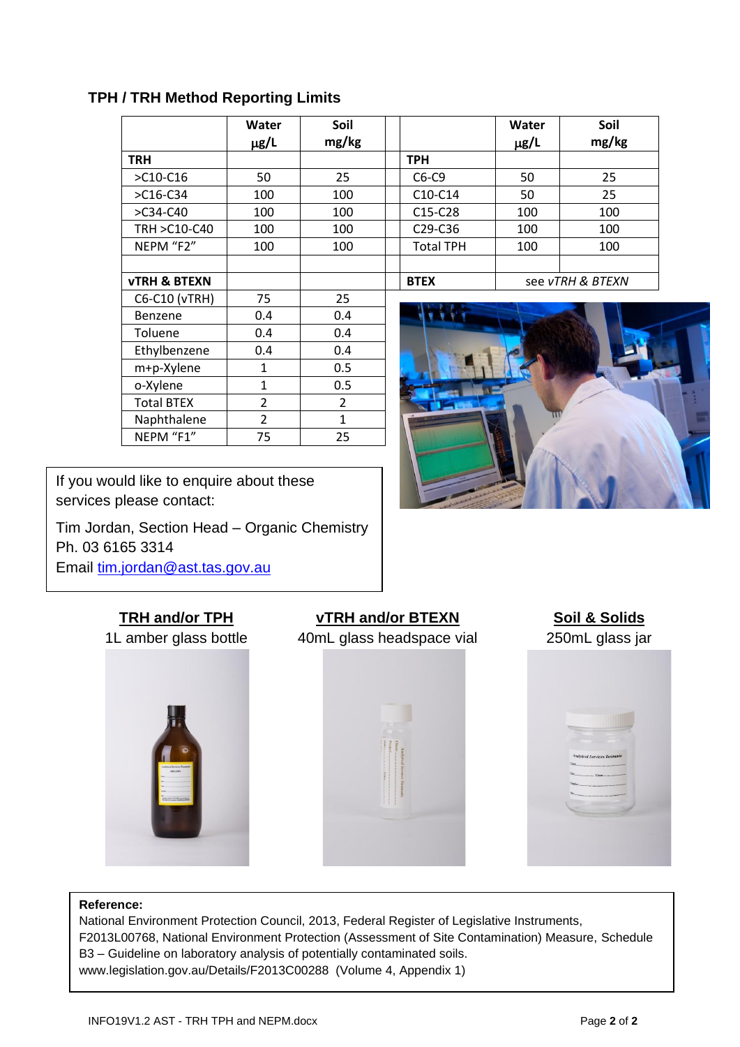## TPH / TRH Method Reporting Limits

| | Water µg/L | Soil mg/kg | | Water µg/L | Soil mg/kg |
|---|---|---|---|---|---|
| **TRH** | | | **TPH** | | |
| >C10-C16 | 50 | 25 | C6-C9 | 50 | 25 |
| >C16-C34 | 100 | 100 | C10-C14 | 50 | 25 |
| >C34-C40 | 100 | 100 | C15-C28 | 100 | 100 |
| TRH >C10-C40 | 100 | 100 | C29-C36 | 100 | 100 |
| NEPM “F2” | 100 | 100 | Total TPH | 100 | 100 |
| | | | | | |
| **vTRH & BTEXN** | | | **BTEX** | see *vTRH & BTEXN* | |
| C6-C10 (vTRH) | 75 | 25 | | | |
| Benzene | 0.4 | 0.4 | | | |
| Toluene | 0.4 | 0.4 | | | |
| Ethylbenzene | 0.4 | 0.4 | | | |
| m+p-Xylene | 1 | 0.5 | | | |
| o-Xylene | 1 | 0.5 | | | |
| Total BTEX | 2 | 2 | | | |
| Naphthalene | 2 | 1 | | | |
| NEPM “F1” | 75 | 25 | | | |

If you would like to enquire about these services please contact:

Tim Jordan, Section Head – Organic Chemistry
Ph. 03 6165 3314
Email tim.jordan@ast.tas.gov.au

**TRH and/or TPH**
1L amber glass bottle

**vTRH and/or BTEXN**
40mL glass headspace vial

**Soil & Solids**
250mL glass jar

**Reference:**
National Environment Protection Council, 2013, Federal Register of Legislative Instruments, F2013L00768, National Environment Protection (Assessment of Site Contamination) Measure, Schedule B3 – Guideline on laboratory analysis of potentially contaminated soils.
www.legislation.gov.au/Details/F2013C00288 (Volume 4, Appendix 1)